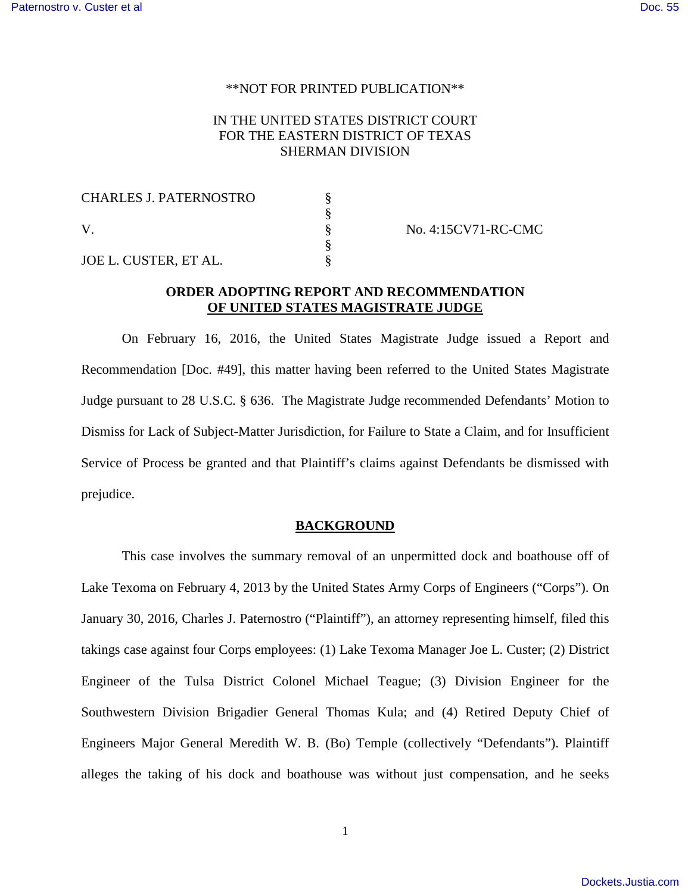**NOT FOR PRINTED PUBLICATION**

IN THE UNITED STATES DISTRICT COURT
FOR THE EASTERN DISTRICT OF TEXAS
SHERMAN DIVISION

| | | |
|---|---|---|
| CHARLES J. PATERNOSTRO | § | |
| | § | |
| V. | § | No. 4:15CV71-RC-CMC |
| | § | |
| JOE L. CUSTER, ET AL. | § | |

## ORDER ADOPTING REPORT AND RECOMMENDATION OF UNITED STATES MAGISTRATE JUDGE

On February 16, 2016, the United States Magistrate Judge issued a Report and Recommendation [Doc. #49], this matter having been referred to the United States Magistrate Judge pursuant to 28 U.S.C. § 636. The Magistrate Judge recommended Defendants' Motion to Dismiss for Lack of Subject-Matter Jurisdiction, for Failure to State a Claim, and for Insufficient Service of Process be granted and that Plaintiff's claims against Defendants be dismissed with prejudice.

## BACKGROUND

This case involves the summary removal of an unpermitted dock and boathouse off of Lake Texoma on February 4, 2013 by the United States Army Corps of Engineers ("Corps"). On January 30, 2016, Charles J. Paternostro ("Plaintiff"), an attorney representing himself, filed this takings case against four Corps employees: (1) Lake Texoma Manager Joe L. Custer; (2) District Engineer of the Tulsa District Colonel Michael Teague; (3) Division Engineer for the Southwestern Division Brigadier General Thomas Kula; and (4) Retired Deputy Chief of Engineers Major General Meredith W. B. (Bo) Temple (collectively "Defendants"). Plaintiff alleges the taking of his dock and boathouse was without just compensation, and he seeks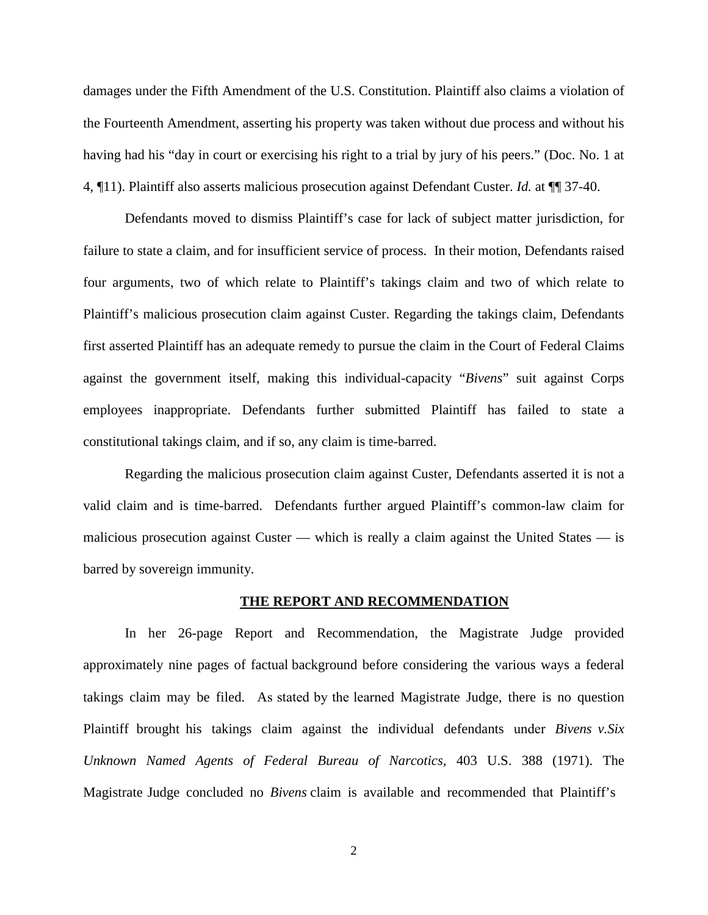damages under the Fifth Amendment of the U.S. Constitution. Plaintiff also claims a violation of the Fourteenth Amendment, asserting his property was taken without due process and without his having had his "day in court or exercising his right to a trial by jury of his peers." (Doc. No. 1 at 4, ¶11). Plaintiff also asserts malicious prosecution against Defendant Custer. *Id.* at ¶¶ 37-40.

Defendants moved to dismiss Plaintiff's case for lack of subject matter jurisdiction, for failure to state a claim, and for insufficient service of process. In their motion, Defendants raised four arguments, two of which relate to Plaintiff's takings claim and two of which relate to Plaintiff's malicious prosecution claim against Custer. Regarding the takings claim, Defendants first asserted Plaintiff has an adequate remedy to pursue the claim in the Court of Federal Claims against the government itself, making this individual-capacity "*Bivens*" suit against Corps employees inappropriate. Defendants further submitted Plaintiff has failed to state a constitutional takings claim, and if so, any claim is time-barred.

Regarding the malicious prosecution claim against Custer, Defendants asserted it is not a valid claim and is time-barred. Defendants further argued Plaintiff's common-law claim for malicious prosecution against Custer — which is really a claim against the United States — is barred by sovereign immunity.

## THE REPORT AND RECOMMENDATION

In her 26-page Report and Recommendation, the Magistrate Judge provided approximately nine pages of factual background before considering the various ways a federal takings claim may be filed. As stated by the learned Magistrate Judge, there is no question Plaintiff brought his takings claim against the individual defendants under *Bivens v.Six Unknown Named Agents of Federal Bureau of Narcotics*, 403 U.S. 388 (1971). The Magistrate Judge concluded no *Bivens* claim is available and recommended that Plaintiff's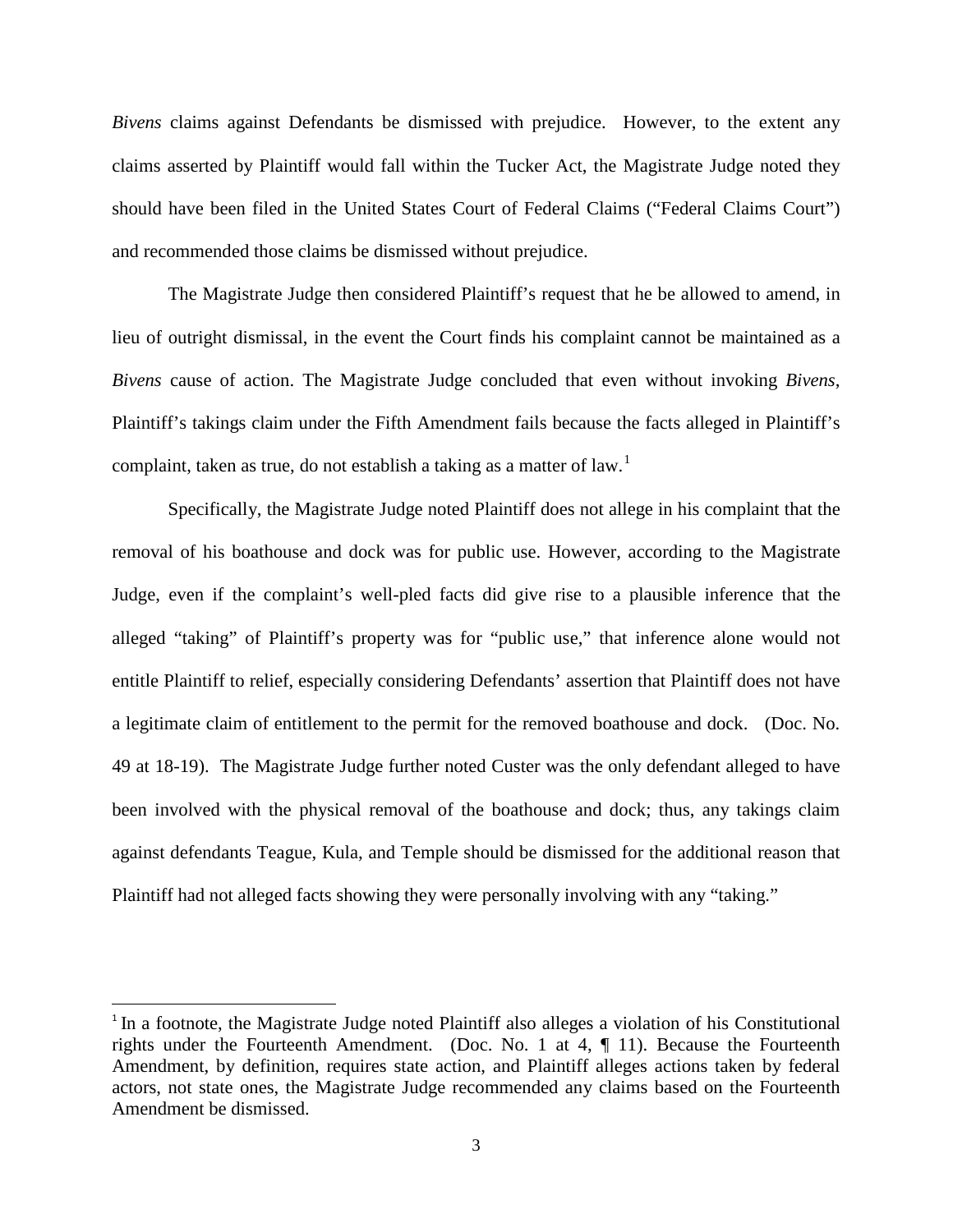*Bivens* claims against Defendants be dismissed with prejudice. However, to the extent any claims asserted by Plaintiff would fall within the Tucker Act, the Magistrate Judge noted they should have been filed in the United States Court of Federal Claims ("Federal Claims Court") and recommended those claims be dismissed without prejudice.

The Magistrate Judge then considered Plaintiff's request that he be allowed to amend, in lieu of outright dismissal, in the event the Court finds his complaint cannot be maintained as a *Bivens* cause of action. The Magistrate Judge concluded that even without invoking *Bivens*, Plaintiff's takings claim under the Fifth Amendment fails because the facts alleged in Plaintiff's complaint, taken as true, do not establish a taking as a matter of law.[1]

Specifically, the Magistrate Judge noted Plaintiff does not allege in his complaint that the removal of his boathouse and dock was for public use. However, according to the Magistrate Judge, even if the complaint's well-pled facts did give rise to a plausible inference that the alleged "taking" of Plaintiff's property was for "public use," that inference alone would not entitle Plaintiff to relief, especially considering Defendants' assertion that Plaintiff does not have a legitimate claim of entitlement to the permit for the removed boathouse and dock. (Doc. No. 49 at 18-19). The Magistrate Judge further noted Custer was the only defendant alleged to have been involved with the physical removal of the boathouse and dock; thus, any takings claim against defendants Teague, Kula, and Temple should be dismissed for the additional reason that Plaintiff had not alleged facts showing they were personally involving with any "taking."

---

[1] In a footnote, the Magistrate Judge noted Plaintiff also alleges a violation of his Constitutional rights under the Fourteenth Amendment. (Doc. No. 1 at 4, ¶ 11). Because the Fourteenth Amendment, by definition, requires state action, and Plaintiff alleges actions taken by federal actors, not state ones, the Magistrate Judge recommended any claims based on the Fourteenth Amendment be dismissed.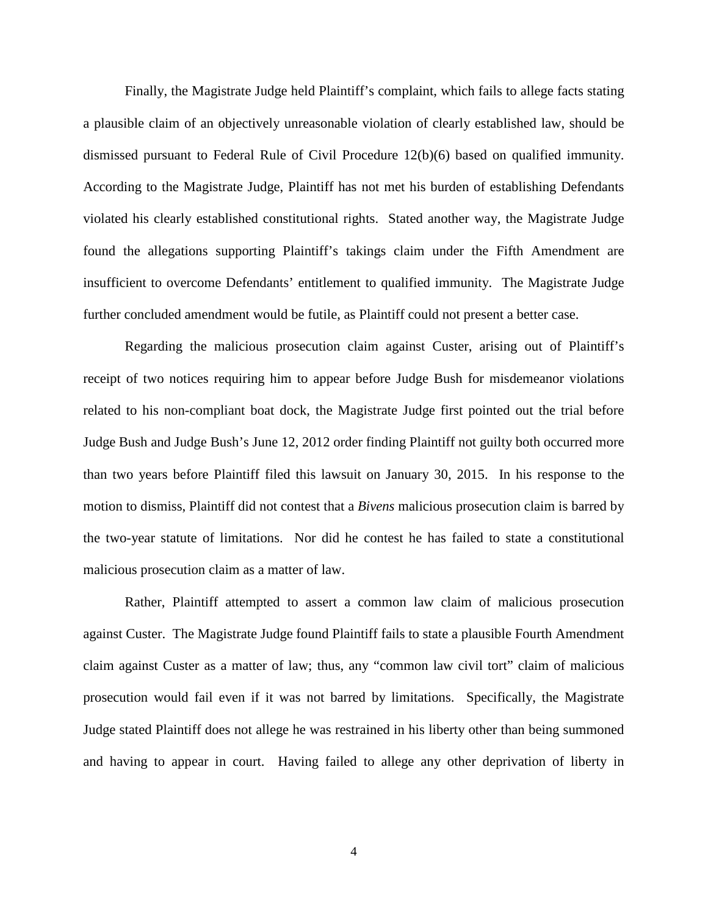Finally, the Magistrate Judge held Plaintiff's complaint, which fails to allege facts stating a plausible claim of an objectively unreasonable violation of clearly established law, should be dismissed pursuant to Federal Rule of Civil Procedure 12(b)(6) based on qualified immunity. According to the Magistrate Judge, Plaintiff has not met his burden of establishing Defendants violated his clearly established constitutional rights. Stated another way, the Magistrate Judge found the allegations supporting Plaintiff's takings claim under the Fifth Amendment are insufficient to overcome Defendants' entitlement to qualified immunity. The Magistrate Judge further concluded amendment would be futile, as Plaintiff could not present a better case.

Regarding the malicious prosecution claim against Custer, arising out of Plaintiff's receipt of two notices requiring him to appear before Judge Bush for misdemeanor violations related to his non-compliant boat dock, the Magistrate Judge first pointed out the trial before Judge Bush and Judge Bush's June 12, 2012 order finding Plaintiff not guilty both occurred more than two years before Plaintiff filed this lawsuit on January 30, 2015. In his response to the motion to dismiss, Plaintiff did not contest that a *Bivens* malicious prosecution claim is barred by the two-year statute of limitations. Nor did he contest he has failed to state a constitutional malicious prosecution claim as a matter of law.

Rather, Plaintiff attempted to assert a common law claim of malicious prosecution against Custer. The Magistrate Judge found Plaintiff fails to state a plausible Fourth Amendment claim against Custer as a matter of law; thus, any "common law civil tort" claim of malicious prosecution would fail even if it was not barred by limitations. Specifically, the Magistrate Judge stated Plaintiff does not allege he was restrained in his liberty other than being summoned and having to appear in court. Having failed to allege any other deprivation of liberty in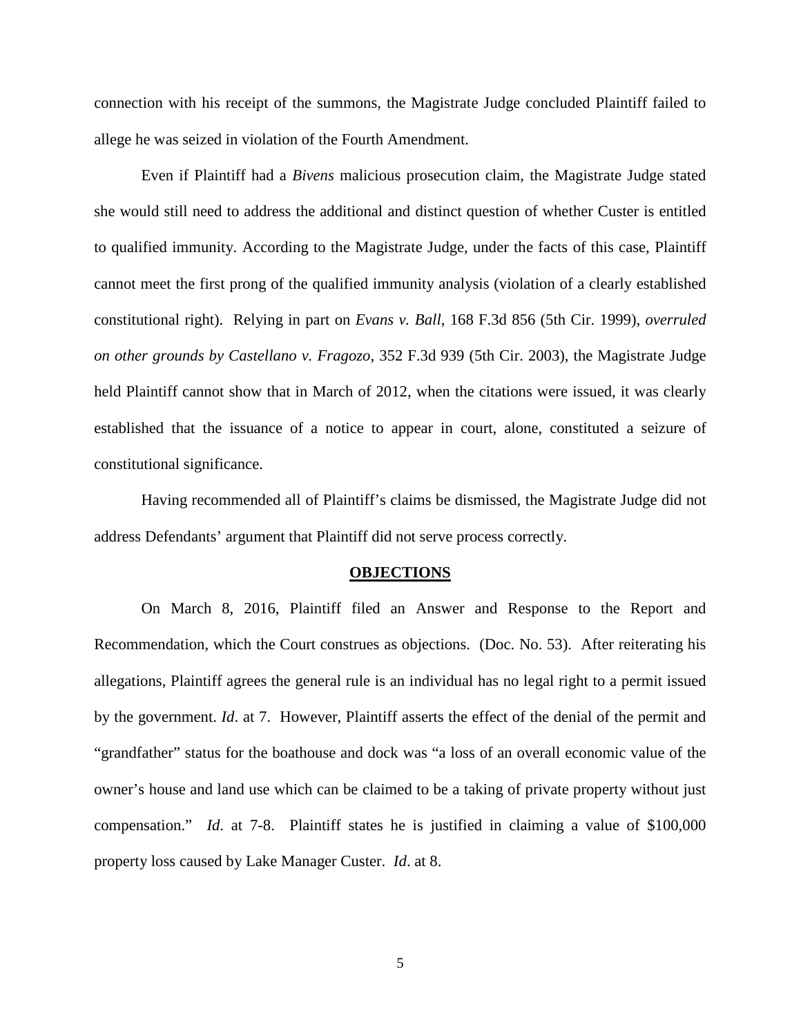connection with his receipt of the summons, the Magistrate Judge concluded Plaintiff failed to allege he was seized in violation of the Fourth Amendment.

Even if Plaintiff had a *Bivens* malicious prosecution claim, the Magistrate Judge stated she would still need to address the additional and distinct question of whether Custer is entitled to qualified immunity. According to the Magistrate Judge, under the facts of this case, Plaintiff cannot meet the first prong of the qualified immunity analysis (violation of a clearly established constitutional right). Relying in part on *Evans v. Ball*, 168 F.3d 856 (5th Cir. 1999), *overruled on other grounds by Castellano v. Fragozo*, 352 F.3d 939 (5th Cir. 2003), the Magistrate Judge held Plaintiff cannot show that in March of 2012, when the citations were issued, it was clearly established that the issuance of a notice to appear in court, alone, constituted a seizure of constitutional significance.

Having recommended all of Plaintiff's claims be dismissed, the Magistrate Judge did not address Defendants' argument that Plaintiff did not serve process correctly.

## OBJECTIONS

On March 8, 2016, Plaintiff filed an Answer and Response to the Report and Recommendation, which the Court construes as objections. (Doc. No. 53). After reiterating his allegations, Plaintiff agrees the general rule is an individual has no legal right to a permit issued by the government. *Id*. at 7. However, Plaintiff asserts the effect of the denial of the permit and "grandfather" status for the boathouse and dock was "a loss of an overall economic value of the owner's house and land use which can be claimed to be a taking of private property without just compensation." *Id*. at 7-8. Plaintiff states he is justified in claiming a value of $100,000 property loss caused by Lake Manager Custer. *Id*. at 8.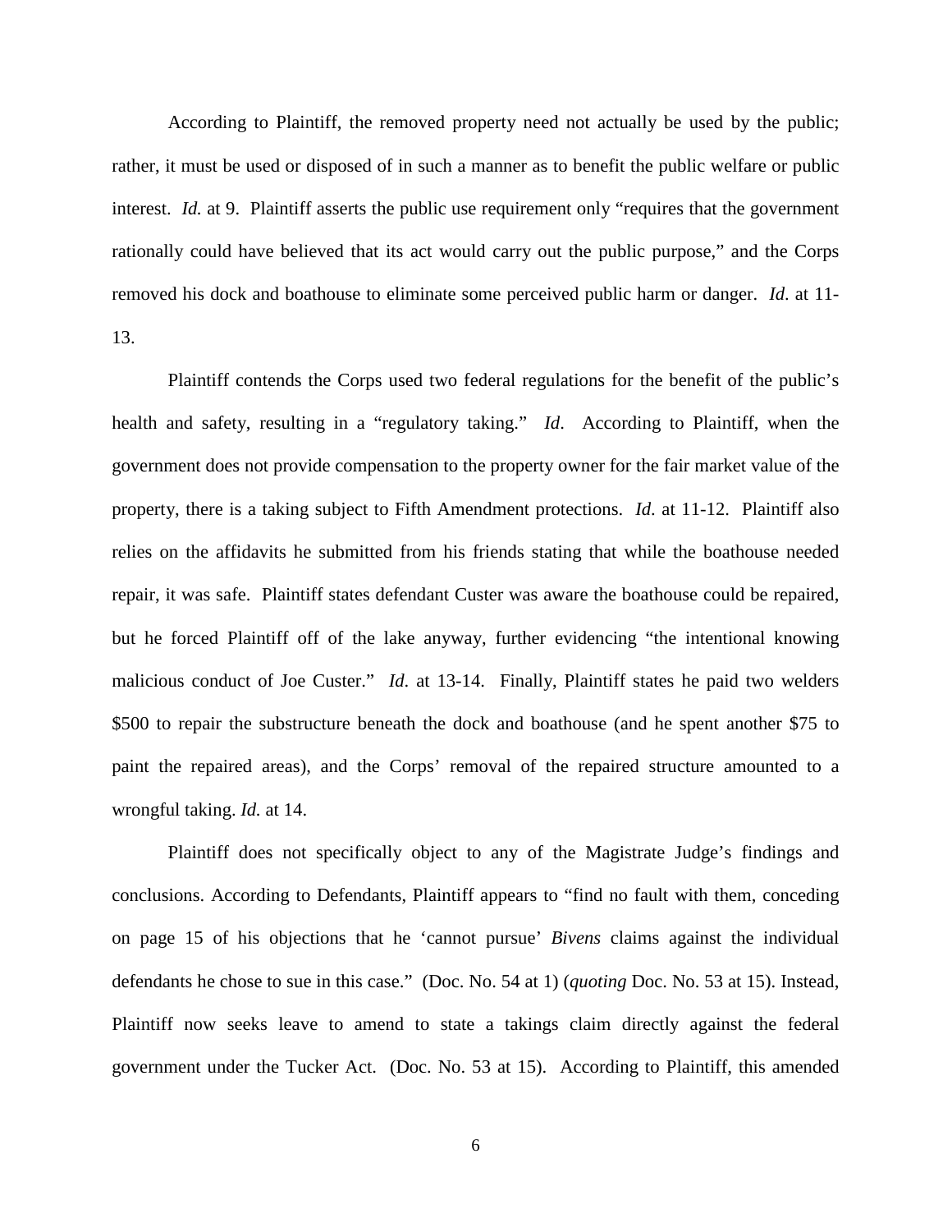According to Plaintiff, the removed property need not actually be used by the public; rather, it must be used or disposed of in such a manner as to benefit the public welfare or public interest. *Id.* at 9. Plaintiff asserts the public use requirement only "requires that the government rationally could have believed that its act would carry out the public purpose," and the Corps removed his dock and boathouse to eliminate some perceived public harm or danger. *Id*. at 11-13.

Plaintiff contends the Corps used two federal regulations for the benefit of the public's health and safety, resulting in a "regulatory taking." *Id*. According to Plaintiff, when the government does not provide compensation to the property owner for the fair market value of the property, there is a taking subject to Fifth Amendment protections. *Id*. at 11-12. Plaintiff also relies on the affidavits he submitted from his friends stating that while the boathouse needed repair, it was safe. Plaintiff states defendant Custer was aware the boathouse could be repaired, but he forced Plaintiff off of the lake anyway, further evidencing "the intentional knowing malicious conduct of Joe Custer." *Id*. at 13-14. Finally, Plaintiff states he paid two welders $500 to repair the substructure beneath the dock and boathouse (and he spent another $75 to paint the repaired areas), and the Corps' removal of the repaired structure amounted to a wrongful taking. *Id.* at 14.

Plaintiff does not specifically object to any of the Magistrate Judge's findings and conclusions. According to Defendants, Plaintiff appears to "find no fault with them, conceding on page 15 of his objections that he 'cannot pursue' *Bivens* claims against the individual defendants he chose to sue in this case." (Doc. No. 54 at 1) (*quoting* Doc. No. 53 at 15). Instead, Plaintiff now seeks leave to amend to state a takings claim directly against the federal government under the Tucker Act. (Doc. No. 53 at 15). According to Plaintiff, this amended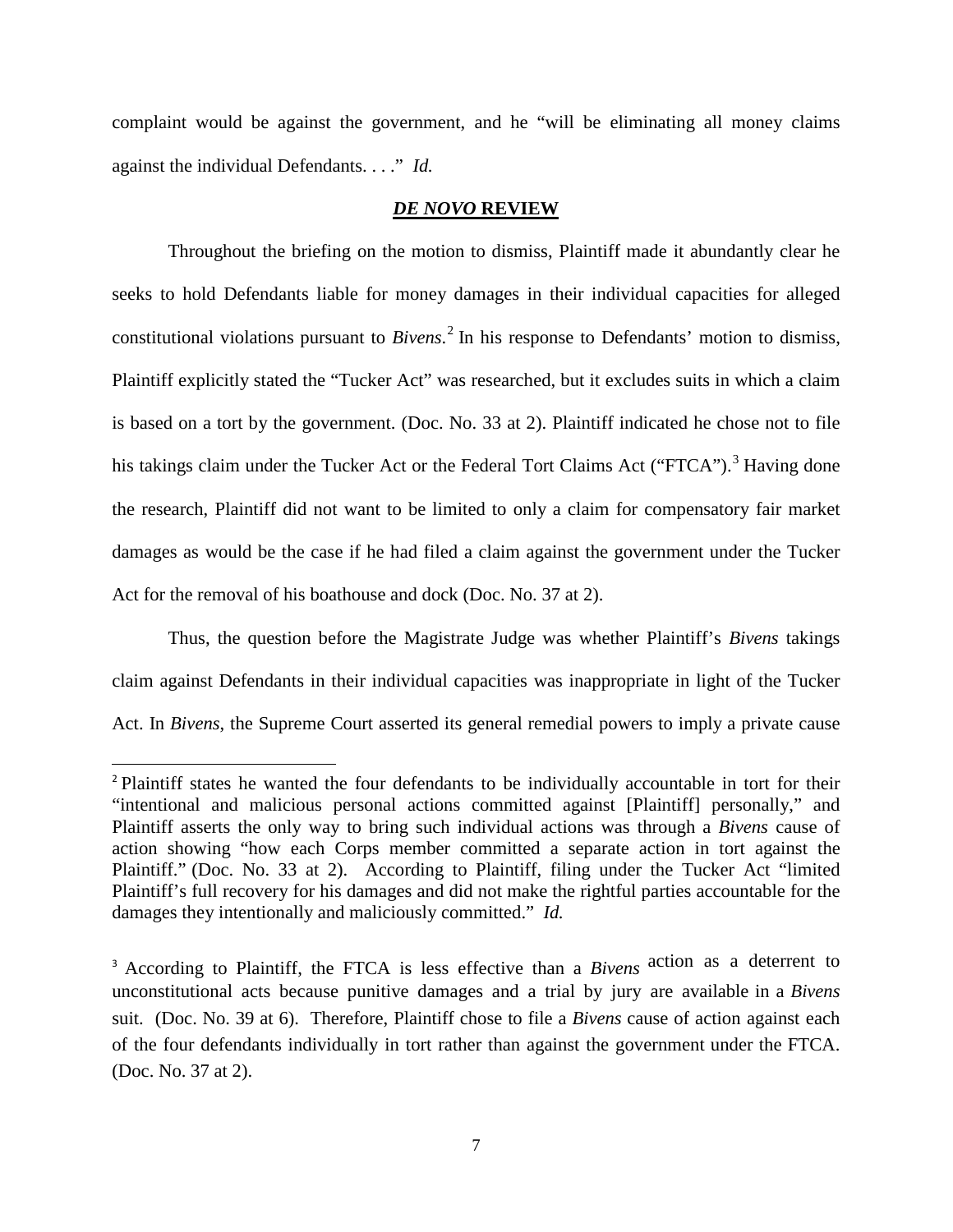complaint would be against the government, and he "will be eliminating all money claims against the individual Defendants. . . ." *Id.*

## ***DE NOVO*** **REVIEW**

Throughout the briefing on the motion to dismiss, Plaintiff made it abundantly clear he seeks to hold Defendants liable for money damages in their individual capacities for alleged constitutional violations pursuant to *Bivens*.[2] In his response to Defendants' motion to dismiss, Plaintiff explicitly stated the "Tucker Act" was researched, but it excludes suits in which a claim is based on a tort by the government. (Doc. No. 33 at 2). Plaintiff indicated he chose not to file his takings claim under the Tucker Act or the Federal Tort Claims Act ("FTCA").[3] Having done the research, Plaintiff did not want to be limited to only a claim for compensatory fair market damages as would be the case if he had filed a claim against the government under the Tucker Act for the removal of his boathouse and dock (Doc. No. 37 at 2).

Thus, the question before the Magistrate Judge was whether Plaintiff's *Bivens* takings claim against Defendants in their individual capacities was inappropriate in light of the Tucker Act. In *Bivens*, the Supreme Court asserted its general remedial powers to imply a private cause

---

[2] Plaintiff states he wanted the four defendants to be individually accountable in tort for their "intentional and malicious personal actions committed against [Plaintiff] personally," and Plaintiff asserts the only way to bring such individual actions was through a *Bivens* cause of action showing "how each Corps member committed a separate action in tort against the Plaintiff." (Doc. No. 33 at 2). According to Plaintiff, filing under the Tucker Act "limited Plaintiff's full recovery for his damages and did not make the rightful parties accountable for the damages they intentionally and maliciously committed." *Id.*

[3] According to Plaintiff, the FTCA is less effective than a *Bivens* action as a deterrent to unconstitutional acts because punitive damages and a trial by jury are available in a *Bivens* suit. (Doc. No. 39 at 6). Therefore, Plaintiff chose to file a *Bivens* cause of action against each of the four defendants individually in tort rather than against the government under the FTCA. (Doc. No. 37 at 2).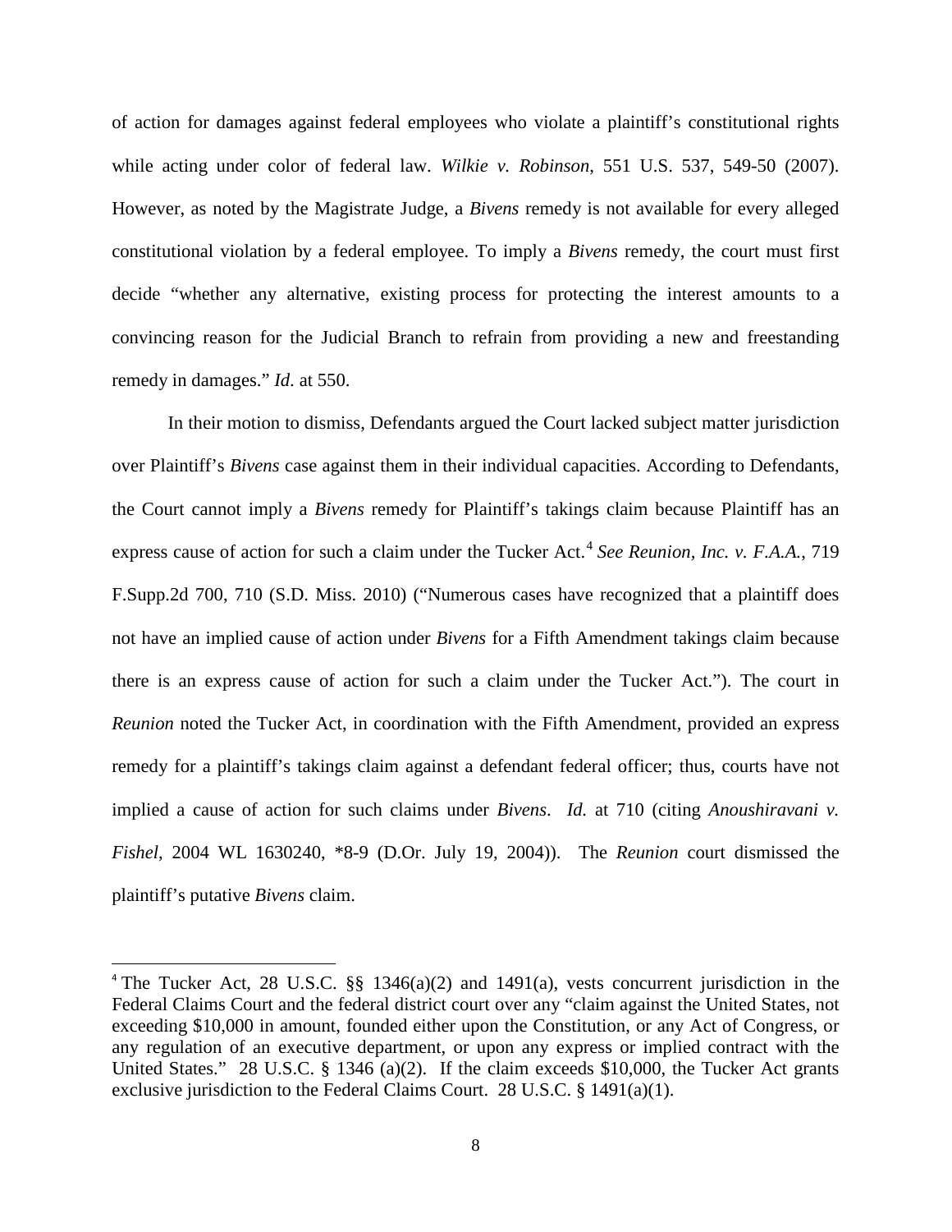of action for damages against federal employees who violate a plaintiff's constitutional rights while acting under color of federal law. *Wilkie v. Robinson*, 551 U.S. 537, 549-50 (2007). However, as noted by the Magistrate Judge, a *Bivens* remedy is not available for every alleged constitutional violation by a federal employee. To imply a *Bivens* remedy, the court must first decide "whether any alternative, existing process for protecting the interest amounts to a convincing reason for the Judicial Branch to refrain from providing a new and freestanding remedy in damages." *Id*. at 550.

In their motion to dismiss, Defendants argued the Court lacked subject matter jurisdiction over Plaintiff's *Bivens* case against them in their individual capacities. According to Defendants, the Court cannot imply a *Bivens* remedy for Plaintiff's takings claim because Plaintiff has an express cause of action for such a claim under the Tucker Act.[4] *See Reunion, Inc. v. F.A.A.*, 719 F.Supp.2d 700, 710 (S.D. Miss. 2010) ("Numerous cases have recognized that a plaintiff does not have an implied cause of action under *Bivens* for a Fifth Amendment takings claim because there is an express cause of action for such a claim under the Tucker Act."). The court in *Reunion* noted the Tucker Act, in coordination with the Fifth Amendment, provided an express remedy for a plaintiff's takings claim against a defendant federal officer; thus, courts have not implied a cause of action for such claims under *Bivens*. *Id.* at 710 (citing *Anoushiravani v. Fishel*, 2004 WL 1630240, *8-9 (D.Or. July 19, 2004)). The *Reunion* court dismissed the plaintiff's putative *Bivens* claim.

---

[4] The Tucker Act, 28 U.S.C. §§ 1346(a)(2) and 1491(a), vests concurrent jurisdiction in the Federal Claims Court and the federal district court over any "claim against the United States, not exceeding $10,000 in amount, founded either upon the Constitution, or any Act of Congress, or any regulation of an executive department, or upon any express or implied contract with the United States." 28 U.S.C. § 1346 (a)(2). If the claim exceeds $10,000, the Tucker Act grants exclusive jurisdiction to the Federal Claims Court. 28 U.S.C. § 1491(a)(1).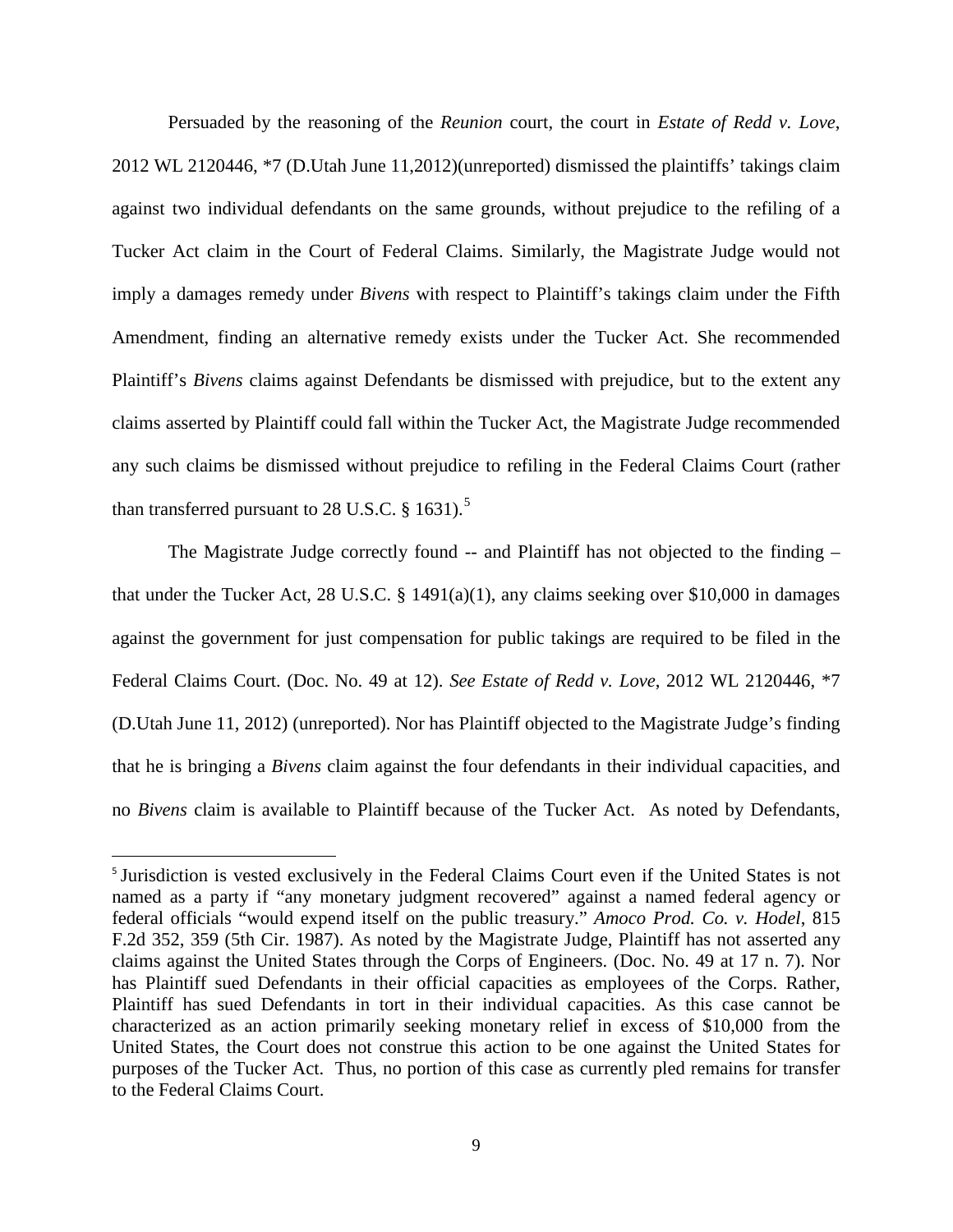Persuaded by the reasoning of the *Reunion* court, the court in *Estate of Redd v. Love*, 2012 WL 2120446, \*7 (D.Utah June 11,2012)(unreported) dismissed the plaintiffs' takings claim against two individual defendants on the same grounds, without prejudice to the refiling of a Tucker Act claim in the Court of Federal Claims. Similarly, the Magistrate Judge would not imply a damages remedy under *Bivens* with respect to Plaintiff's takings claim under the Fifth Amendment, finding an alternative remedy exists under the Tucker Act. She recommended Plaintiff's *Bivens* claims against Defendants be dismissed with prejudice, but to the extent any claims asserted by Plaintiff could fall within the Tucker Act, the Magistrate Judge recommended any such claims be dismissed without prejudice to refiling in the Federal Claims Court (rather than transferred pursuant to 28 U.S.C. § 1631).[5]

The Magistrate Judge correctly found -- and Plaintiff has not objected to the finding – that under the Tucker Act, 28 U.S.C. § 1491(a)(1), any claims seeking over $10,000 in damages against the government for just compensation for public takings are required to be filed in the Federal Claims Court. (Doc. No. 49 at 12). *See Estate of Redd v. Love*, 2012 WL 2120446, \*7 (D.Utah June 11, 2012) (unreported). Nor has Plaintiff objected to the Magistrate Judge's finding that he is bringing a *Bivens* claim against the four defendants in their individual capacities, and no *Bivens* claim is available to Plaintiff because of the Tucker Act. As noted by Defendants,

---

[5] Jurisdiction is vested exclusively in the Federal Claims Court even if the United States is not named as a party if "any monetary judgment recovered" against a named federal agency or federal officials "would expend itself on the public treasury." *Amoco Prod. Co. v. Hodel*, 815 F.2d 352, 359 (5th Cir. 1987). As noted by the Magistrate Judge, Plaintiff has not asserted any claims against the United States through the Corps of Engineers. (Doc. No. 49 at 17 n. 7). Nor has Plaintiff sued Defendants in their official capacities as employees of the Corps. Rather, Plaintiff has sued Defendants in tort in their individual capacities. As this case cannot be characterized as an action primarily seeking monetary relief in excess of $10,000 from the United States, the Court does not construe this action to be one against the United States for purposes of the Tucker Act. Thus, no portion of this case as currently pled remains for transfer to the Federal Claims Court.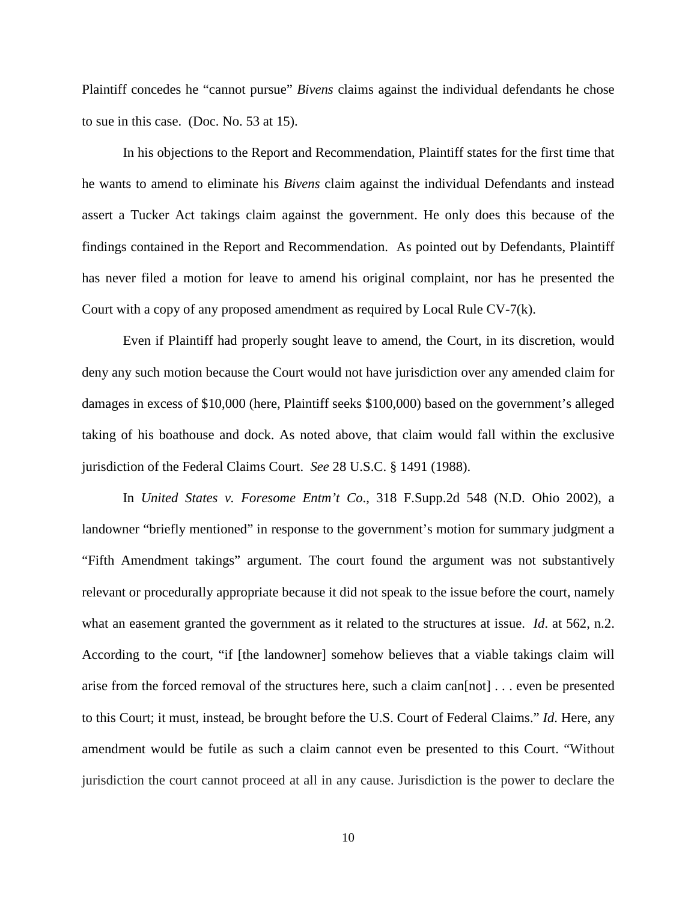Plaintiff concedes he "cannot pursue" *Bivens* claims against the individual defendants he chose to sue in this case. (Doc. No. 53 at 15).

In his objections to the Report and Recommendation, Plaintiff states for the first time that he wants to amend to eliminate his *Bivens* claim against the individual Defendants and instead assert a Tucker Act takings claim against the government. He only does this because of the findings contained in the Report and Recommendation. As pointed out by Defendants, Plaintiff has never filed a motion for leave to amend his original complaint, nor has he presented the Court with a copy of any proposed amendment as required by Local Rule CV-7(k).

Even if Plaintiff had properly sought leave to amend, the Court, in its discretion, would deny any such motion because the Court would not have jurisdiction over any amended claim for damages in excess of $10,000 (here, Plaintiff seeks $100,000) based on the government's alleged taking of his boathouse and dock. As noted above, that claim would fall within the exclusive jurisdiction of the Federal Claims Court. *See* 28 U.S.C. § 1491 (1988).

In *United States v. Foresome Entm't Co*., 318 F.Supp.2d 548 (N.D. Ohio 2002), a landowner "briefly mentioned" in response to the government's motion for summary judgment a "Fifth Amendment takings" argument. The court found the argument was not substantively relevant or procedurally appropriate because it did not speak to the issue before the court, namely what an easement granted the government as it related to the structures at issue. *Id*. at 562, n.2. According to the court, "if [the landowner] somehow believes that a viable takings claim will arise from the forced removal of the structures here, such a claim can[not] . . . even be presented to this Court; it must, instead, be brought before the U.S. Court of Federal Claims." *Id.* Here, any amendment would be futile as such a claim cannot even be presented to this Court. "Without jurisdiction the court cannot proceed at all in any cause. Jurisdiction is the power to declare the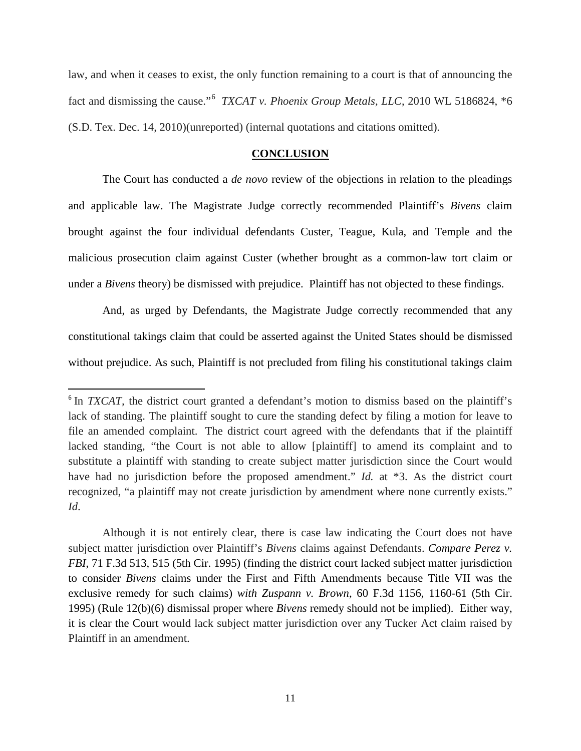law, and when it ceases to exist, the only function remaining to a court is that of announcing the fact and dismissing the cause."[6] *TXCAT v. Phoenix Group Metals, LLC*, 2010 WL 5186824, \*6 (S.D. Tex. Dec. 14, 2010)(unreported) (internal quotations and citations omitted).

## CONCLUSION

The Court has conducted a *de novo* review of the objections in relation to the pleadings and applicable law. The Magistrate Judge correctly recommended Plaintiff's *Bivens* claim brought against the four individual defendants Custer, Teague, Kula, and Temple and the malicious prosecution claim against Custer (whether brought as a common-law tort claim or under a *Bivens* theory) be dismissed with prejudice. Plaintiff has not objected to these findings.

And, as urged by Defendants, the Magistrate Judge correctly recommended that any constitutional takings claim that could be asserted against the United States should be dismissed without prejudice. As such, Plaintiff is not precluded from filing his constitutional takings claim

---

[6] In *TXCAT*, the district court granted a defendant's motion to dismiss based on the plaintiff's lack of standing. The plaintiff sought to cure the standing defect by filing a motion for leave to file an amended complaint. The district court agreed with the defendants that if the plaintiff lacked standing, "the Court is not able to allow [plaintiff] to amend its complaint and to substitute a plaintiff with standing to create subject matter jurisdiction since the Court would have had no jurisdiction before the proposed amendment." *Id.* at \*3. As the district court recognized, "a plaintiff may not create jurisdiction by amendment where none currently exists." *Id*.

Although it is not entirely clear, there is case law indicating the Court does not have subject matter jurisdiction over Plaintiff's *Bivens* claims against Defendants. *Compare Perez v. FBI*, 71 F.3d 513, 515 (5th Cir. 1995) (finding the district court lacked subject matter jurisdiction to consider *Bivens* claims under the First and Fifth Amendments because Title VII was the exclusive remedy for such claims) *with Zuspann v. Brown*, 60 F.3d 1156, 1160-61 (5th Cir. 1995) (Rule 12(b)(6) dismissal proper where *Bivens* remedy should not be implied). Either way, it is clear the Court would lack subject matter jurisdiction over any Tucker Act claim raised by Plaintiff in an amendment.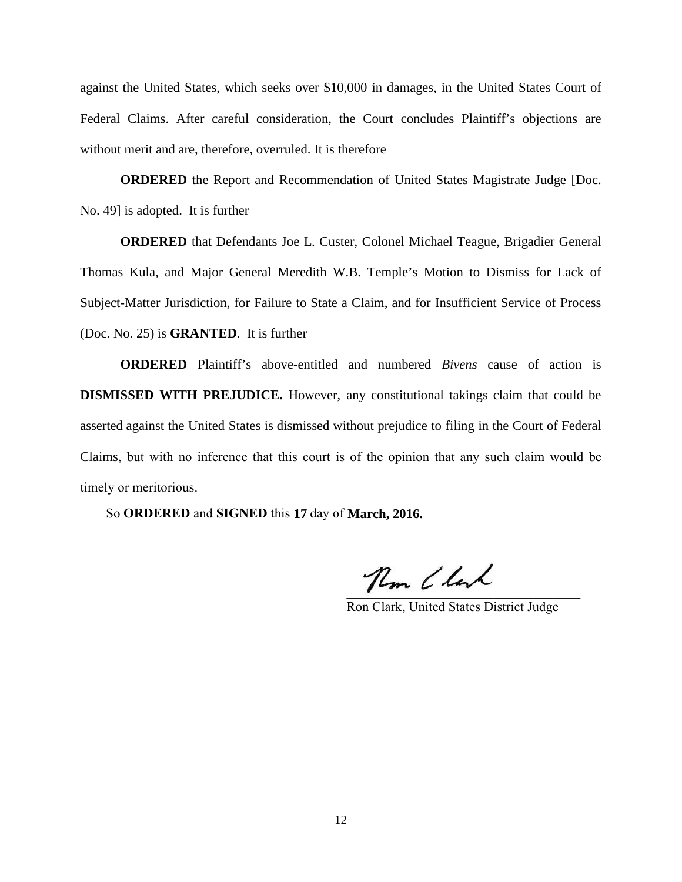against the United States, which seeks over $10,000 in damages, in the United States Court of Federal Claims. After careful consideration, the Court concludes Plaintiff's objections are without merit and are, therefore, overruled. It is therefore

**ORDERED** the Report and Recommendation of United States Magistrate Judge [Doc. No. 49] is adopted. It is further

**ORDERED** that Defendants Joe L. Custer, Colonel Michael Teague, Brigadier General Thomas Kula, and Major General Meredith W.B. Temple's Motion to Dismiss for Lack of Subject-Matter Jurisdiction, for Failure to State a Claim, and for Insufficient Service of Process (Doc. No. 25) is **GRANTED**. It is further

**ORDERED** Plaintiff's above-entitled and numbered *Bivens* cause of action is **DISMISSED WITH PREJUDICE.** However, any constitutional takings claim that could be asserted against the United States is dismissed without prejudice to filing in the Court of Federal Claims, but with no inference that this court is of the opinion that any such claim would be timely or meritorious.

So **ORDERED** and **SIGNED** this **17** day of **March, 2016.**

Ron Clark, United States District Judge